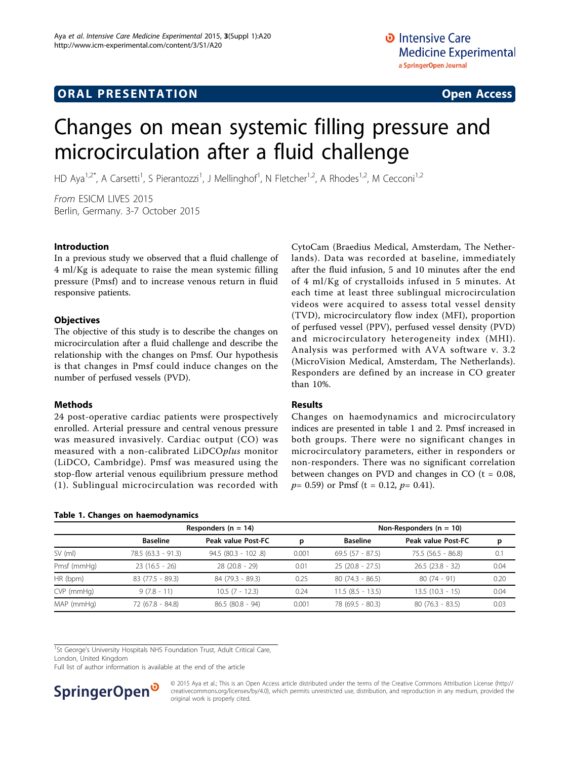ORAL PRESENTATION

Open Access

# Changes on mean systemic filling pressure and microcirculation after a fluid challenge

HD Aya[1,2*], A Carsetti[1], S Pierantozzi[1], J Mellinghof[1], N Fletcher[1,2], A Rhodes[1,2], M Cecconi[1,2]

*From* ESICM LIVES 2015
Berlin, Germany. 3-7 October 2015

## Introduction

In a previous study we observed that a fluid challenge of 4 ml/Kg is adequate to raise the mean systemic filling pressure (Pmsf) and to increase venous return in fluid responsive patients.

## Objectives

The objective of this study is to describe the changes on microcirculation after a fluid challenge and describe the relationship with the changes on Pmsf. Our hypothesis is that changes in Pmsf could induce changes on the number of perfused vessels (PVD).

## Methods

24 post-operative cardiac patients were prospectively enrolled. Arterial pressure and central venous pressure was measured invasively. Cardiac output (CO) was measured with a non-calibrated LiDCO*plus* monitor (LiDCO, Cambridge). Pmsf was measured using the stop-flow arterial venous equilibrium pressure method (1). Sublingual microcirculation was recorded with CytoCam (Braedius Medical, Amsterdam, The Netherlands). Data was recorded at baseline, immediately after the fluid infusion, 5 and 10 minutes after the end of 4 ml/Kg of crystalloids infused in 5 minutes. At each time at least three sublingual microcirculation videos were acquired to assess total vessel density (TVD), microcirculatory flow index (MFI), proportion of perfused vessel (PPV), perfused vessel density (PVD) and microcirculatory heterogeneity index (MHI). Analysis was performed with AVA software v. 3.2 (MicroVision Medical, Amsterdam, The Netherlands). Responders are defined by an increase in CO greater than 10%.

## Results

Changes on haemodynamics and microcirculatory indices are presented in table 1 and 2. Pmsf increased in both groups. There were no significant changes in microcirculatory parameters, either in responders or non-responders. There was no significant correlation between changes on PVD and changes in CO (t = 0.08, $p$= 0.59) or Pmsf (t = 0.12, $p$= 0.41).

**Table 1. Changes on haemodynamics**

| | Responders (n = 14) | | | Non-Responders (n = 10) | | |
|---|---|---|---|---|---|---|
| | Baseline | Peak value Post-FC | p | Baseline | Peak value Post-FC | p |
| SV (ml) | 78.5 (63.3 - 91.3) | 94.5 (80.3 - 102 .8) | 0.001 | 69.5 (57 - 87.5) | 75.5 (56.5 - 86.8) | 0.1 |
| Pmsf (mmHg) | 23 (16.5 - 26) | 28 (20.8 - 29) | 0.01 | 25 (20.8 - 27.5) | 26.5 (23.8 - 32) | 0.04 |
| HR (bpm) | 83 (77.5 - 89.3) | 84 (79.3 - 89.3) | 0.25 | 80 (74.3 - 86.5) | 80 (74 - 91) | 0.20 |
| CVP (mmHg) | 9 (7.8 - 11) | 10.5 (7 - 12.3) | 0.24 | 11.5 (8.5 - 13.5) | 13.5 (10.3 - 15) | 0.04 |
| MAP (mmHg) | 72 (67.8 - 84.8) | 86.5 (80.8 - 94) | 0.001 | 78 (69.5 - 80.3) | 80 (76.3 - 83.5) | 0.03 |

[1]St George's University Hospitals NHS Foundation Trust, Adult Critical Care, London, United Kingdom
Full list of author information is available at the end of the article

© 2015 Aya et al.; This is an Open Access article distributed under the terms of the Creative Commons Attribution License (http://creativecommons.org/licenses/by/4.0), which permits unrestricted use, distribution, and reproduction in any medium, provided the original work is properly cited.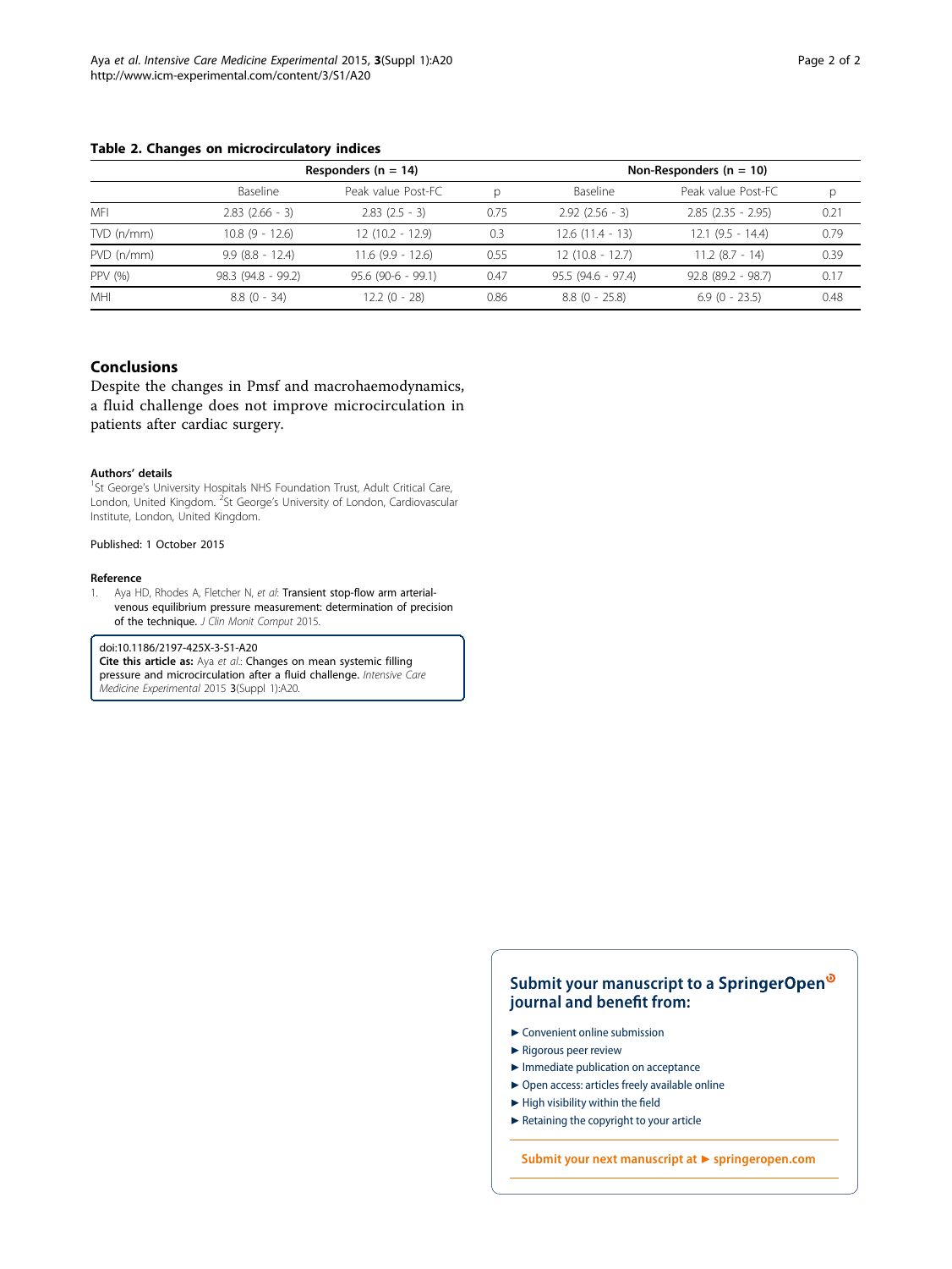**Table 2. Changes on microcirculatory indices**

| | Responders (n = 14) | | | Non-Responders (n = 10) | | |
|---|---|---|---|---|---|---|
| | Baseline | Peak value Post-FC | p | Baseline | Peak value Post-FC | p |
| MFI | 2.83 (2.66 - 3) | 2.83 (2.5 - 3) | 0.75 | 2.92 (2.56 - 3) | 2.85 (2.35 - 2.95) | 0.21 |
| TVD (n/mm) | 10.8 (9 - 12.6) | 12 (10.2 - 12.9) | 0.3 | 12.6 (11.4 - 13) | 12.1 (9.5 - 14.4) | 0.79 |
| PVD (n/mm) | 9.9 (8.8 - 12.4) | 11.6 (9.9 - 12.6) | 0.55 | 12 (10.8 - 12.7) | 11.2 (8.7 - 14) | 0.39 |
| PPV (%) | 98.3 (94.8 - 99.2) | 95.6 (90-6 - 99.1) | 0.47 | 95.5 (94.6 - 97.4) | 92.8 (89.2 - 98.7) | 0.17 |
| MHI | 8.8 (0 - 34) | 12.2 (0 - 28) | 0.86 | 8.8 (0 - 25.8) | 6.9 (0 - 23.5) | 0.48 |

## Conclusions

Despite the changes in Pmsf and macrohaemodynamics, a fluid challenge does not improve microcirculation in patients after cardiac surgery.

**Authors' details**
[1]St George's University Hospitals NHS Foundation Trust, Adult Critical Care, London, United Kingdom. [2]St George's University of London, Cardiovascular Institute, London, United Kingdom.

Published: 1 October 2015

**Reference**

1. Aya HD, Rhodes A, Fletcher N, *et al*: **Transient stop-flow arm arterial-venous equilibrium pressure measurement: determination of precision of the technique.** *J Clin Monit Comput* 2015.

doi:10.1186/2197-425X-3-S1-A20
**Cite this article as:** Aya *et al.*: Changes on mean systemic filling pressure and microcirculation after a fluid challenge. *Intensive Care Medicine Experimental* 2015 **3**(Suppl 1):A20.

**Submit your manuscript to a SpringerOpen journal and benefit from:**

- ► Convenient online submission
- ► Rigorous peer review
- ► Immediate publication on acceptance
- ► Open access: articles freely available online
- ► High visibility within the field
- ► Retaining the copyright to your article

**Submit your next manuscript at ► springeropen.com**